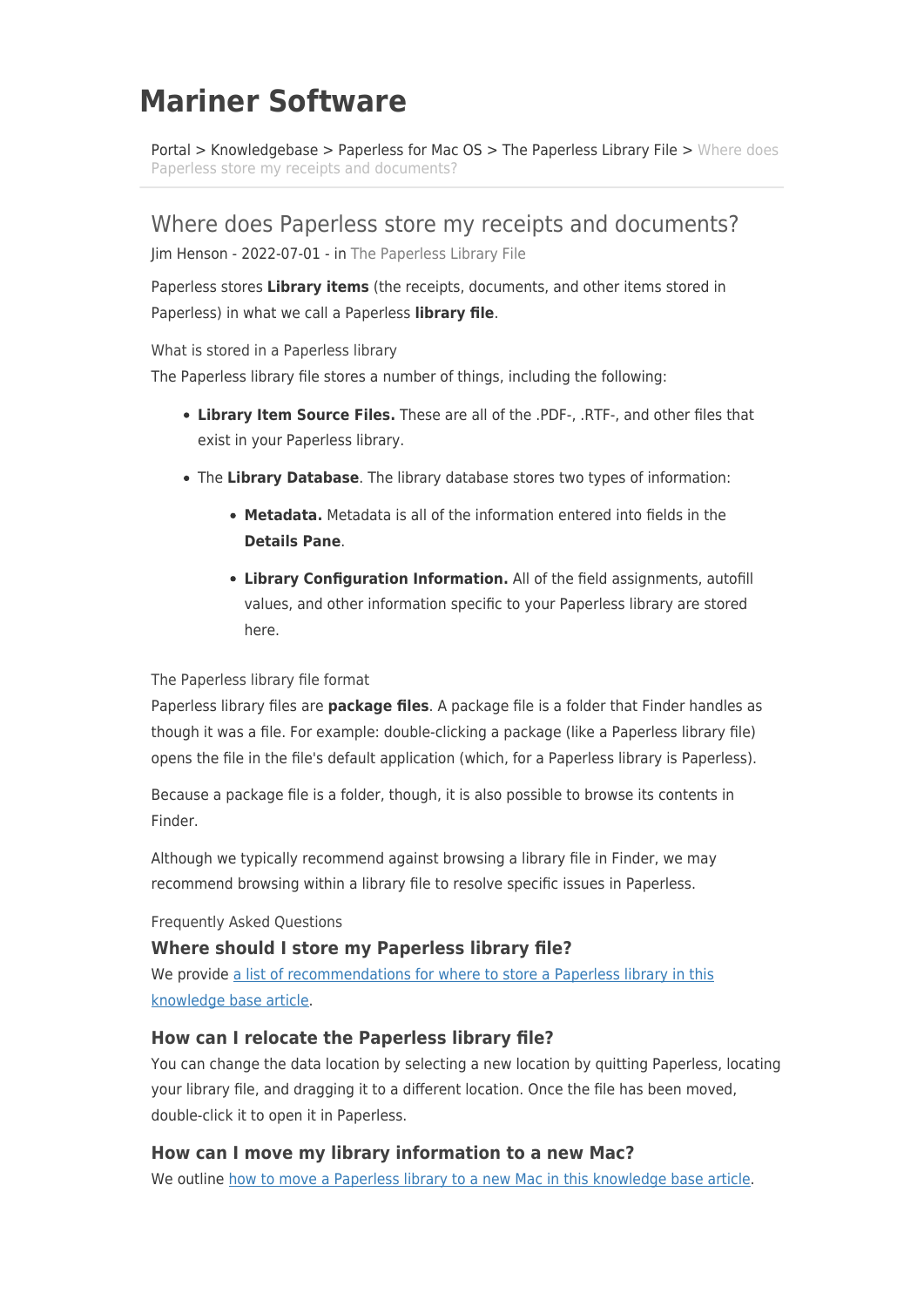# Mariner Software

Portal > Knowledgebase > Paperless for Mac OS > The Paperless Library File > Where does Paperless store my receipts and documents?

## Where does Paperless store my receipts and documents?

Jim Henson - 2022-07-01 - in The Paperless Library File

Paperless stores **Library items** (the receipts, documents, and other items stored in Paperless) in what we call a Paperless **library file**.

What is stored in a Paperless library

The Paperless library file stores a number of things, including the following:

- **Library Item Source Files.** These are all of the .PDF-, .RTF-, and other files that exist in your Paperless library.
- The **Library Database**. The library database stores two types of information:
  - **Metadata.** Metadata is all of the information entered into fields in the **Details Pane**.
  - **Library Configuration Information.** All of the field assignments, autofill values, and other information specific to your Paperless library are stored here.

The Paperless library file format

Paperless library files are **package files**. A package file is a folder that Finder handles as though it was a file. For example: double-clicking a package (like a Paperless library file) opens the file in the file's default application (which, for a Paperless library is Paperless).

Because a package file is a folder, though, it is also possible to browse its contents in Finder.

Although we typically recommend against browsing a library file in Finder, we may recommend browsing within a library file to resolve specific issues in Paperless.

Frequently Asked Questions

### Where should I store my Paperless library file?

We provide [a list of recommendations for where to store a Paperless library in this knowledge base article](#).

### How can I relocate the Paperless library file?

You can change the data location by selecting a new location by quitting Paperless, locating your library file, and dragging it to a different location. Once the file has been moved, double-click it to open it in Paperless.

### How can I move my library information to a new Mac?

We outline [how to move a Paperless library to a new Mac in this knowledge base article](#).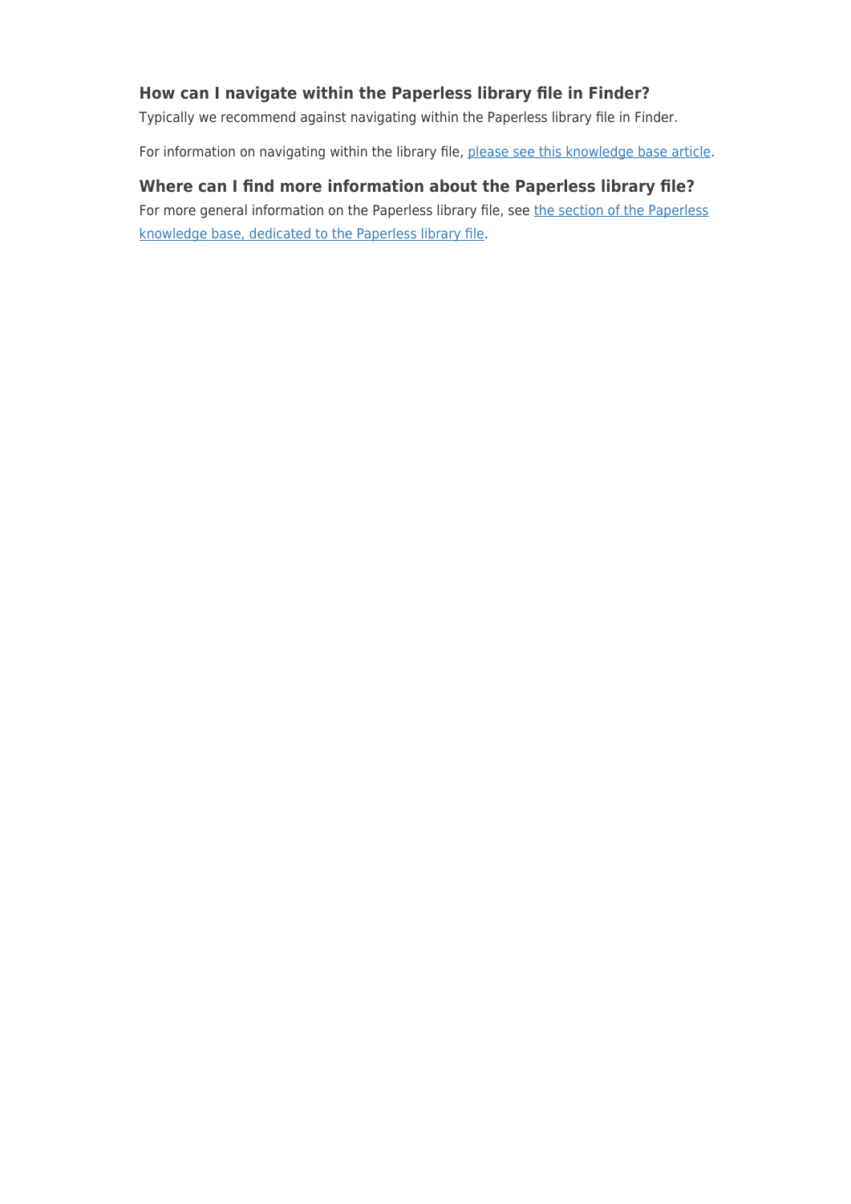### How can I navigate within the Paperless library file in Finder?

Typically we recommend against navigating within the Paperless library file in Finder.

For information on navigating within the library file, please see this knowledge base article.

### Where can I find more information about the Paperless library file?

For more general information on the Paperless library file, see the section of the Paperless knowledge base, dedicated to the Paperless library file.